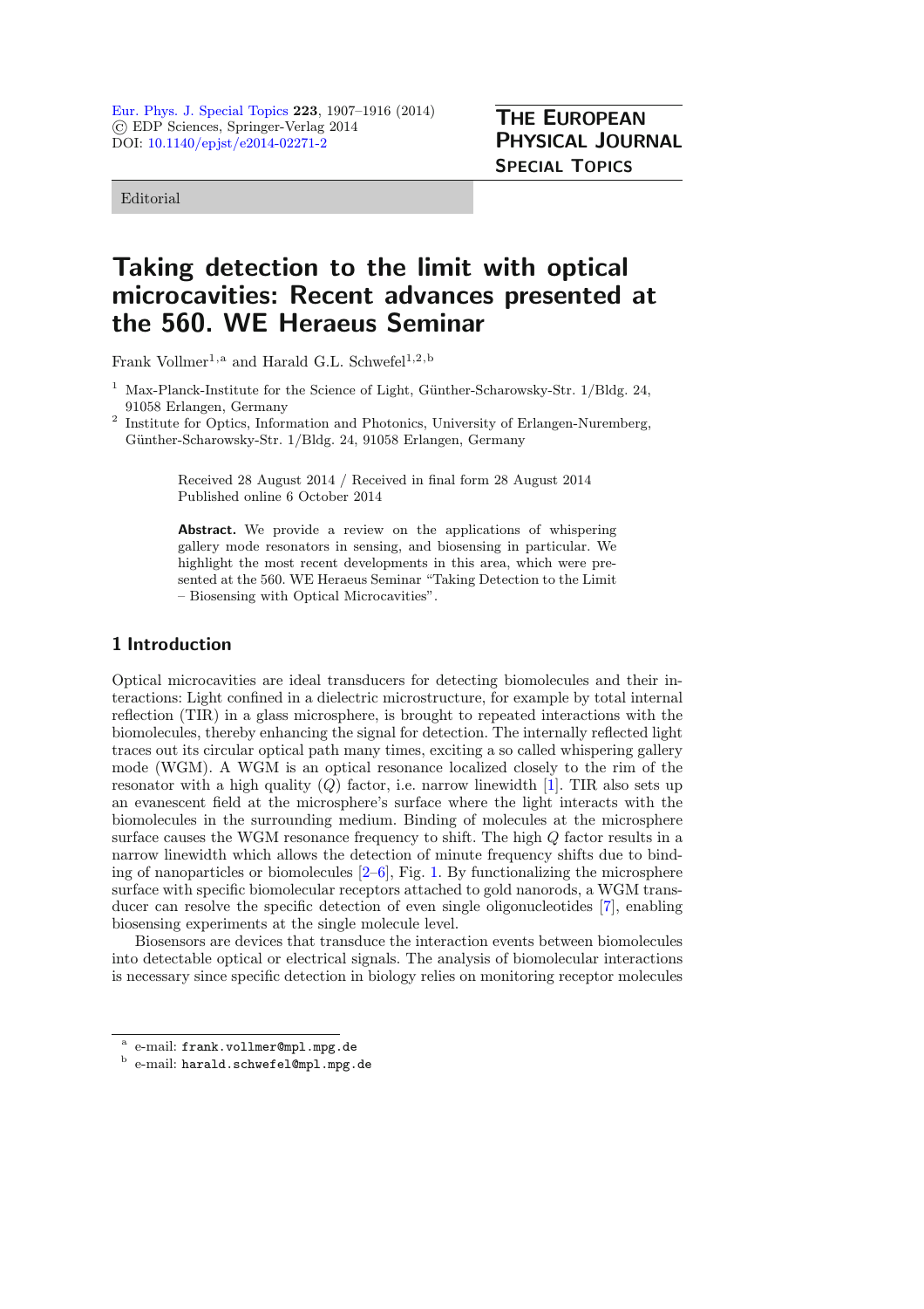Editorial

# Taking detection to the limit with optical microcavities: Recent advances presented at the 560. WE Heraeus Seminar

Frank Vollmer[1,a] and Harald G.L. Schwefel[1,2,b]

[1] Max-Planck-Institute for the Science of Light, Günther-Scharowsky-Str. 1/Bldg. 24, 91058 Erlangen, Germany

[2] Institute for Optics, Information and Photonics, University of Erlangen-Nuremberg, Günther-Scharowsky-Str. 1/Bldg. 24, 91058 Erlangen, Germany

Received 28 August 2014 / Received in final form 28 August 2014
Published online 6 October 2014

**Abstract.** We provide a review on the applications of whispering gallery mode resonators in sensing, and biosensing in particular. We highlight the most recent developments in this area, which were presented at the 560. WE Heraeus Seminar "Taking Detection to the Limit – Biosensing with Optical Microcavities".

## 1 Introduction

Optical microcavities are ideal transducers for detecting biomolecules and their interactions: Light confined in a dielectric microstructure, for example by total internal reflection (TIR) in a glass microsphere, is brought to repeated interactions with the biomolecules, thereby enhancing the signal for detection. The internally reflected light traces out its circular optical path many times, exciting a so called whispering gallery mode (WGM). A WGM is an optical resonance localized closely to the rim of the resonator with a high quality ($Q$) factor, i.e. narrow linewidth [1]. TIR also sets up an evanescent field at the microsphere's surface where the light interacts with the biomolecules in the surrounding medium. Binding of molecules at the microsphere surface causes the WGM resonance frequency to shift. The high $Q$ factor results in a narrow linewidth which allows the detection of minute frequency shifts due to binding of nanoparticles or biomolecules [2–6], Fig. 1. By functionalizing the microsphere surface with specific biomolecular receptors attached to gold nanorods, a WGM transducer can resolve the specific detection of even single oligonucleotides [7], enabling biosensing experiments at the single molecule level.

Biosensors are devices that transduce the interaction events between biomolecules into detectable optical or electrical signals. The analysis of biomolecular interactions is necessary since specific detection in biology relies on monitoring receptor molecules

---

[a] e-mail: `frank.vollmer@mpl.mpg.de`

[b] e-mail: `harald.schwefel@mpl.mpg.de`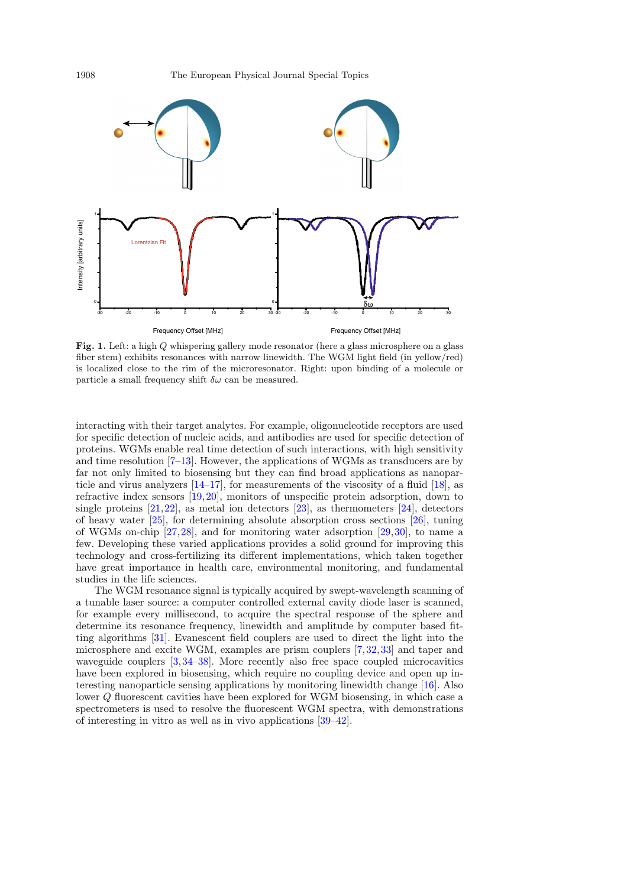**Fig. 1.** Left: a high $Q$ whispering gallery mode resonator (here a glass microsphere on a glass fiber stem) exhibits resonances with narrow linewidth. The WGM light field (in yellow/red) is localized close to the rim of the microresonator. Right: upon binding of a molecule or particle a small frequency shift $\delta\omega$ can be measured.

interacting with their target analytes. For example, oligonucleotide receptors are used for specific detection of nucleic acids, and antibodies are used for specific detection of proteins. WGMs enable real time detection of such interactions, with high sensitivity and time resolution [7–13]. However, the applications of WGMs as transducers are by far not only limited to biosensing but they can find broad applications as nanoparticle and virus analyzers [14–17], for measurements of the viscosity of a fluid [18], as refractive index sensors [19,20], monitors of unspecific protein adsorption, down to single proteins [21,22], as metal ion detectors [23], as thermometers [24], detectors of heavy water [25], for determining absolute absorption cross sections [26], tuning of WGMs on-chip [27,28], and for monitoring water adsorption [29,30], to name a few. Developing these varied applications provides a solid ground for improving this technology and cross-fertilizing its different implementations, which taken together have great importance in health care, environmental monitoring, and fundamental studies in the life sciences.

The WGM resonance signal is typically acquired by swept-wavelength scanning of a tunable laser source: a computer controlled external cavity diode laser is scanned, for example every millisecond, to acquire the spectral response of the sphere and determine its resonance frequency, linewidth and amplitude by computer based fitting algorithms [31]. Evanescent field couplers are used to direct the light into the microsphere and excite WGM, examples are prism couplers [7,32,33] and taper and waveguide couplers [3,34–38]. More recently also free space coupled microcavities have been explored in biosensing, which require no coupling device and open up interesting nanoparticle sensing applications by monitoring linewidth change [16]. Also lower $Q$ fluorescent cavities have been explored for WGM biosensing, in which case a spectrometers is used to resolve the fluorescent WGM spectra, with demonstrations of interesting in vitro as well as in vivo applications [39–42].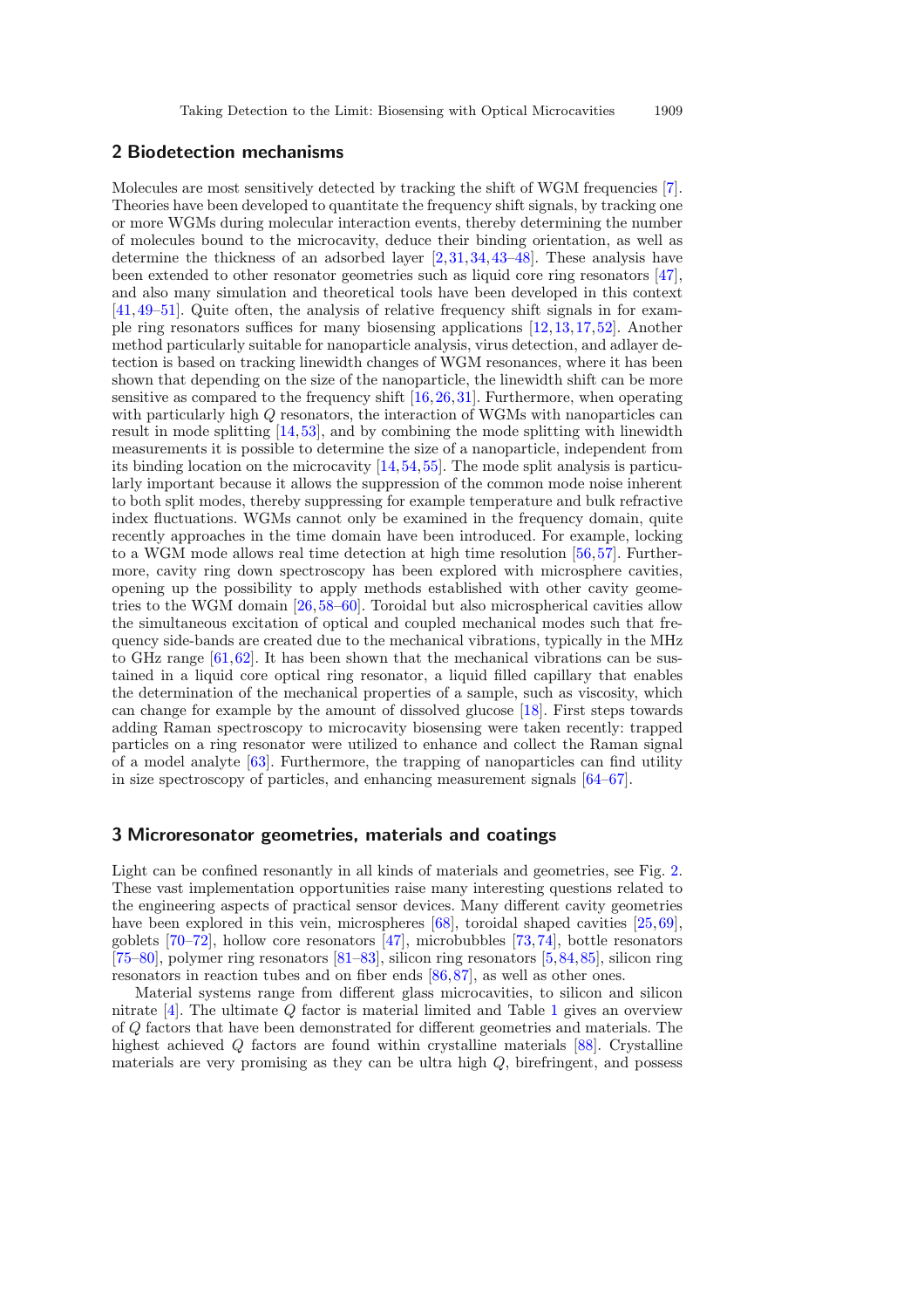## 2 Biodetection mechanisms

Molecules are most sensitively detected by tracking the shift of WGM frequencies [7]. Theories have been developed to quantitate the frequency shift signals, by tracking one or more WGMs during molecular interaction events, thereby determining the number of molecules bound to the microcavity, deduce their binding orientation, as well as determine the thickness of an adsorbed layer [2,31,34,43–48]. These analysis have been extended to other resonator geometries such as liquid core ring resonators [47], and also many simulation and theoretical tools have been developed in this context [41,49–51]. Quite often, the analysis of relative frequency shift signals in for example ring resonators suffices for many biosensing applications [12,13,17,52]. Another method particularly suitable for nanoparticle analysis, virus detection, and adlayer detection is based on tracking linewidth changes of WGM resonances, where it has been shown that depending on the size of the nanoparticle, the linewidth shift can be more sensitive as compared to the frequency shift [16,26,31]. Furthermore, when operating with particularly high $Q$ resonators, the interaction of WGMs with nanoparticles can result in mode splitting [14,53], and by combining the mode splitting with linewidth measurements it is possible to determine the size of a nanoparticle, independent from its binding location on the microcavity [14,54,55]. The mode split analysis is particularly important because it allows the suppression of the common mode noise inherent to both split modes, thereby suppressing for example temperature and bulk refractive index fluctuations. WGMs cannot only be examined in the frequency domain, quite recently approaches in the time domain have been introduced. For example, locking to a WGM mode allows real time detection at high time resolution [56,57]. Furthermore, cavity ring down spectroscopy has been explored with microsphere cavities, opening up the possibility to apply methods established with other cavity geometries to the WGM domain [26,58–60]. Toroidal but also microspherical cavities allow the simultaneous excitation of optical and coupled mechanical modes such that frequency side-bands are created due to the mechanical vibrations, typically in the MHz to GHz range [61,62]. It has been shown that the mechanical vibrations can be sustained in a liquid core optical ring resonator, a liquid filled capillary that enables the determination of the mechanical properties of a sample, such as viscosity, which can change for example by the amount of dissolved glucose [18]. First steps towards adding Raman spectroscopy to microcavity biosensing were taken recently: trapped particles on a ring resonator were utilized to enhance and collect the Raman signal of a model analyte [63]. Furthermore, the trapping of nanoparticles can find utility in size spectroscopy of particles, and enhancing measurement signals [64–67].

## 3 Microresonator geometries, materials and coatings

Light can be confined resonantly in all kinds of materials and geometries, see Fig. 2. These vast implementation opportunities raise many interesting questions related to the engineering aspects of practical sensor devices. Many different cavity geometries have been explored in this vein, microspheres [68], toroidal shaped cavities [25,69], goblets [70–72], hollow core resonators [47], microbubbles [73,74], bottle resonators [75–80], polymer ring resonators [81–83], silicon ring resonators [5,84,85], silicon ring resonators in reaction tubes and on fiber ends [86,87], as well as other ones.

Material systems range from different glass microcavities, to silicon and silicon nitrate [4]. The ultimate $Q$ factor is material limited and Table 1 gives an overview of $Q$ factors that have been demonstrated for different geometries and materials. The highest achieved $Q$ factors are found within crystalline materials [88]. Crystalline materials are very promising as they can be ultra high $Q$, birefringent, and possess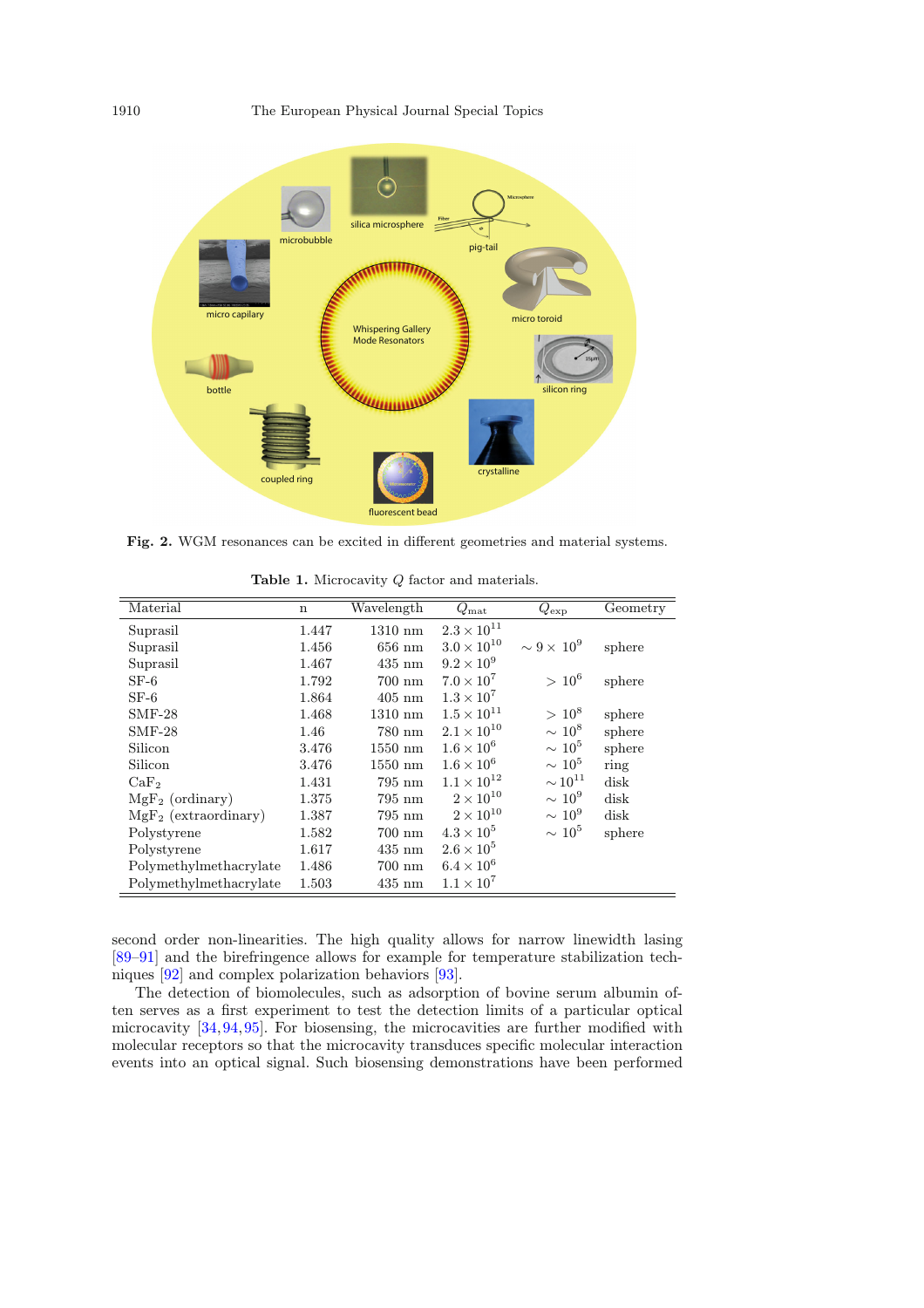Fig. 2. WGM resonances can be excited in different geometries and material systems.

Table 1. Microcavity $Q$ factor and materials.

| Material | n | Wavelength | $Q_{\mathrm{mat}}$ | $Q_{\mathrm{exp}}$ | Geometry |
|---|---|---|---|---|---|
| Suprasil | 1.447 | 1310 nm | $2.3 \times 10^{11}$ | | |
| Suprasil | 1.456 | 656 nm | $3.0 \times 10^{10}$ | $\sim 9 \times 10^{9}$ | sphere |
| Suprasil | 1.467 | 435 nm | $9.2 \times 10^{9}$ | | |
| SF-6 | 1.792 | 700 nm | $7.0 \times 10^{7}$ | $> 10^{6}$ | sphere |
| SF-6 | 1.864 | 405 nm | $1.3 \times 10^{7}$ | | |
| SMF-28 | 1.468 | 1310 nm | $1.5 \times 10^{11}$ | $> 10^{8}$ | sphere |
| SMF-28 | 1.46 | 780 nm | $2.1 \times 10^{10}$ | $\sim 10^{8}$ | sphere |
| Silicon | 3.476 | 1550 nm | $1.6 \times 10^{6}$ | $\sim 10^{5}$ | sphere |
| Silicon | 3.476 | 1550 nm | $1.6 \times 10^{6}$ | $\sim 10^{5}$ | ring |
| $CaF_2$ | 1.431 | 795 nm | $1.1 \times 10^{12}$ | $\sim 10^{11}$ | disk |
| $MgF_2$ (ordinary) | 1.375 | 795 nm | $2 \times 10^{10}$ | $\sim 10^{9}$ | disk |
| $MgF_2$ (extraordinary) | 1.387 | 795 nm | $2 \times 10^{10}$ | $\sim 10^{9}$ | disk |
| Polystyrene | 1.582 | 700 nm | $4.3 \times 10^{5}$ | $\sim 10^{5}$ | sphere |
| Polystyrene | 1.617 | 435 nm | $2.6 \times 10^{5}$ | | |
| Polymethylmethacrylate | 1.486 | 700 nm | $6.4 \times 10^{6}$ | | |
| Polymethylmethacrylate | 1.503 | 435 nm | $1.1 \times 10^{7}$ | | |

second order non-linearities. The high quality allows for narrow linewidth lasing [89–91] and the birefringence allows for example for temperature stabilization techniques [92] and complex polarization behaviors [93].

The detection of biomolecules, such as adsorption of bovine serum albumin often serves as a first experiment to test the detection limits of a particular optical microcavity [34,94,95]. For biosensing, the microcavities are further modified with molecular receptors so that the microcavity transduces specific molecular interaction events into an optical signal. Such biosensing demonstrations have been performed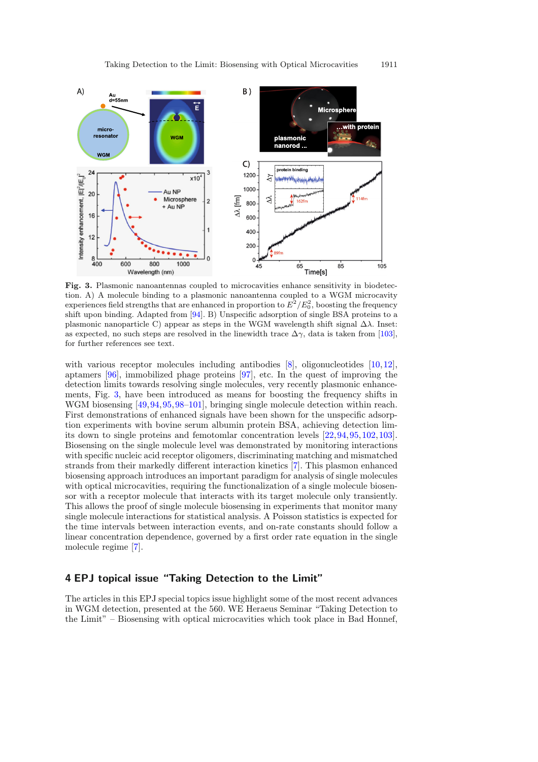**Fig. 3.** Plasmonic nanoantennas coupled to microcavities enhance sensitivity in biodetection. A) A molecule binding to a plasmonic nanoantenna coupled to a WGM microcavity experiences field strengths that are enhanced in proportion to $E^2/E_0^2$, boosting the frequency shift upon binding. Adapted from [94]. B) Unspecific adsorption of single BSA proteins to a plasmonic nanoparticle C) appear as steps in the WGM wavelength shift signal $\Delta\lambda$. Inset: as expected, no such steps are resolved in the linewidth trace $\Delta\gamma$, data is taken from [103], for further references see text.

with various receptor molecules including antibodies [8], oligonucleotides [10,12], aptamers [96], immobilized phage proteins [97], etc. In the quest of improving the detection limits towards resolving single molecules, very recently plasmonic enhancements, Fig. 3, have been introduced as means for boosting the frequency shifts in WGM biosensing [49,94,95,98–101], bringing single molecule detection within reach. First demonstrations of enhanced signals have been shown for the unspecific adsorption experiments with bovine serum albumin protein BSA, achieving detection limits down to single proteins and femotomlar concentration levels [22,94,95,102,103]. Biosensing on the single molecule level was demonstrated by monitoring interactions with specific nucleic acid receptor oligomers, discriminating matching and mismatched strands from their markedly different interaction kinetics [7]. This plasmon enhanced biosensing approach introduces an important paradigm for analysis of single molecules with optical microcavities, requiring the functionalization of a single molecule biosensor with a receptor molecule that interacts with its target molecule only transiently. This allows the proof of single molecule biosensing in experiments that monitor many single molecule interactions for statistical analysis. A Poisson statistics is expected for the time intervals between interaction events, and on-rate constants should follow a linear concentration dependence, governed by a first order rate equation in the single molecule regime [7].

## 4 EPJ topical issue "Taking Detection to the Limit"

The articles in this EPJ special topics issue highlight some of the most recent advances in WGM detection, presented at the 560. WE Heraeus Seminar "Taking Detection to the Limit" – Biosensing with optical microcavities which took place in Bad Honnef,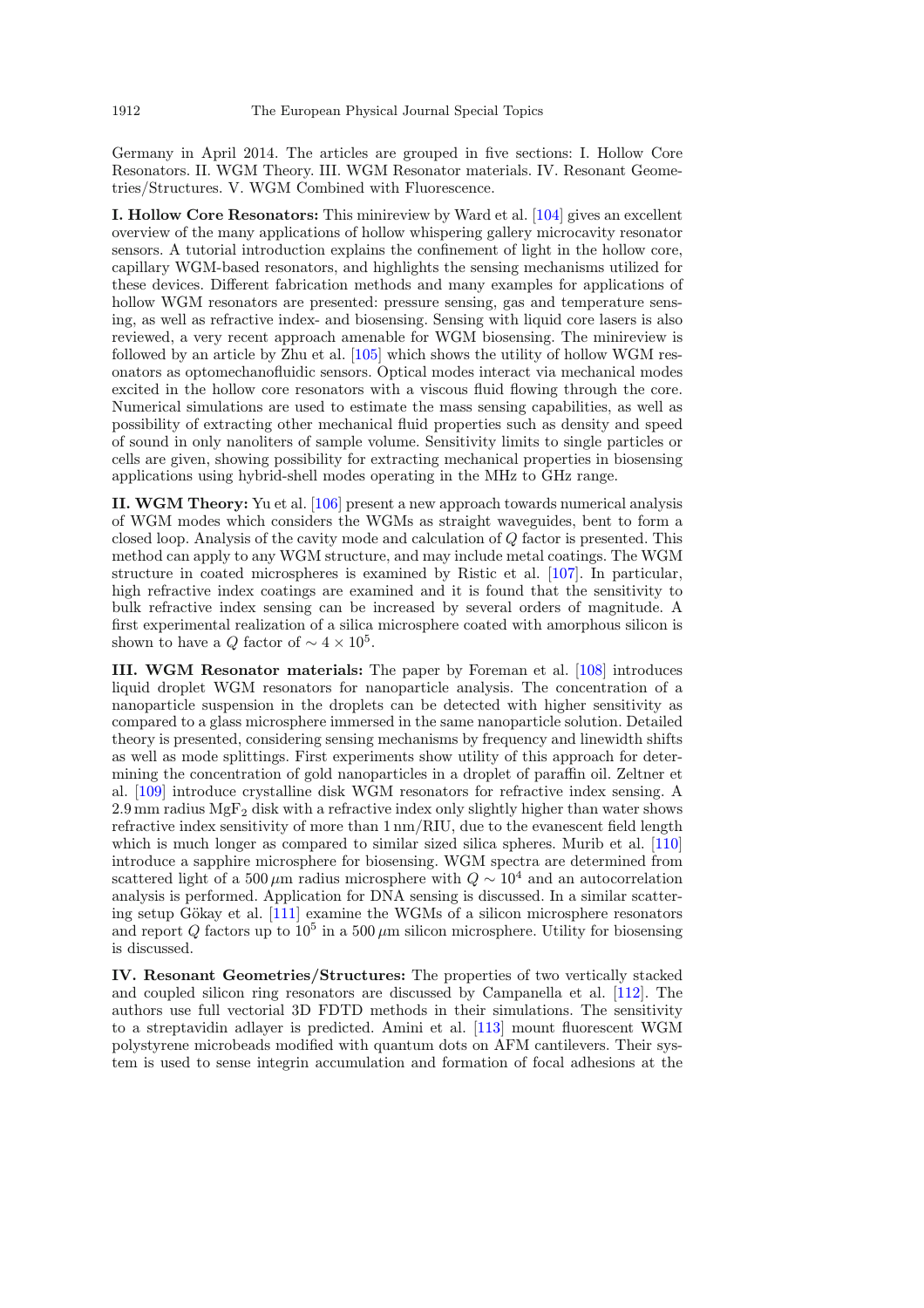Germany in April 2014. The articles are grouped in five sections: I. Hollow Core Resonators. II. WGM Theory. III. WGM Resonator materials. IV. Resonant Geometries/Structures. V. WGM Combined with Fluorescence.

**I. Hollow Core Resonators:** This minireview by Ward et al. [104] gives an excellent overview of the many applications of hollow whispering gallery microcavity resonator sensors. A tutorial introduction explains the confinement of light in the hollow core, capillary WGM-based resonators, and highlights the sensing mechanisms utilized for these devices. Different fabrication methods and many examples for applications of hollow WGM resonators are presented: pressure sensing, gas and temperature sensing, as well as refractive index- and biosensing. Sensing with liquid core lasers is also reviewed, a very recent approach amenable for WGM biosensing. The minireview is followed by an article by Zhu et al. [105] which shows the utility of hollow WGM resonators as optomechanofluidic sensors. Optical modes interact via mechanical modes excited in the hollow core resonators with a viscous fluid flowing through the core. Numerical simulations are used to estimate the mass sensing capabilities, as well as possibility of extracting other mechanical fluid properties such as density and speed of sound in only nanoliters of sample volume. Sensitivity limits to single particles or cells are given, showing possibility for extracting mechanical properties in biosensing applications using hybrid-shell modes operating in the MHz to GHz range.

**II. WGM Theory:** Yu et al. [106] present a new approach towards numerical analysis of WGM modes which considers the WGMs as straight waveguides, bent to form a closed loop. Analysis of the cavity mode and calculation of $Q$ factor is presented. This method can apply to any WGM structure, and may include metal coatings. The WGM structure in coated microspheres is examined by Ristic et al. [107]. In particular, high refractive index coatings are examined and it is found that the sensitivity to bulk refractive index sensing can be increased by several orders of magnitude. A first experimental realization of a silica microsphere coated with amorphous silicon is shown to have a $Q$ factor of $\sim 4 \times 10^5$.

**III. WGM Resonator materials:** The paper by Foreman et al. [108] introduces liquid droplet WGM resonators for nanoparticle analysis. The concentration of a nanoparticle suspension in the droplets can be detected with higher sensitivity as compared to a glass microsphere immersed in the same nanoparticle solution. Detailed theory is presented, considering sensing mechanisms by frequency and linewidth shifts as well as mode splittings. First experiments show utility of this approach for determining the concentration of gold nanoparticles in a droplet of paraffin oil. Zeltner et al. [109] introduce crystalline disk WGM resonators for refractive index sensing. A 2.9 mm radius $MgF_2$ disk with a refractive index only slightly higher than water shows refractive index sensitivity of more than 1 nm/RIU, due to the evanescent field length which is much longer as compared to similar sized silica spheres. Murib et al. [110] introduce a sapphire microsphere for biosensing. WGM spectra are determined from scattered light of a 500 $\mu$m radius microsphere with $Q \sim 10^4$ and an autocorrelation analysis is performed. Application for DNA sensing is discussed. In a similar scattering setup Gökay et al. [111] examine the WGMs of a silicon microsphere resonators and report $Q$ factors up to $10^5$ in a 500 $\mu$m silicon microsphere. Utility for biosensing is discussed.

**IV. Resonant Geometries/Structures:** The properties of two vertically stacked and coupled silicon ring resonators are discussed by Campanella et al. [112]. The authors use full vectorial 3D FDTD methods in their simulations. The sensitivity to a streptavidin adlayer is predicted. Amini et al. [113] mount fluorescent WGM polystyrene microbeads modified with quantum dots on AFM cantilevers. Their system is used to sense integrin accumulation and formation of focal adhesions at the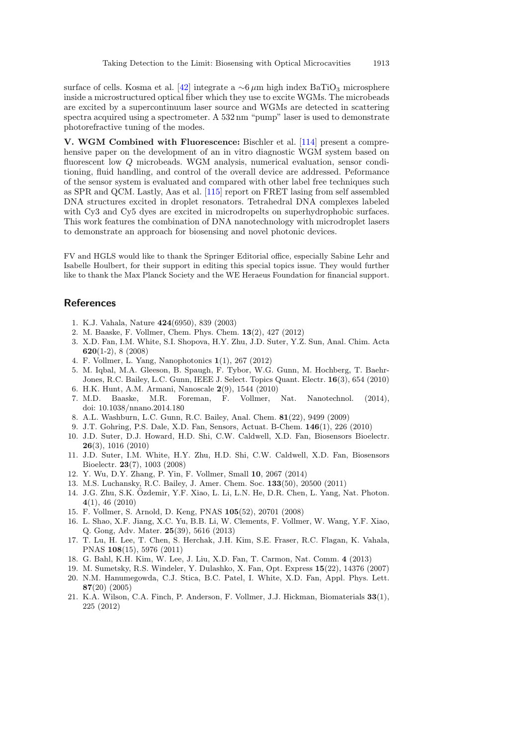surface of cells. Kosma et al. [42] integrate a $\sim$6 $\mu$m high index $BaTiO_3$ microsphere inside a microstructured optical fiber which they use to excite WGMs. The microbeads are excited by a supercontinuum laser source and WGMs are detected in scattering spectra acquired using a spectrometer. A 532 nm "pump" laser is used to demonstrate photorefractive tuning of the modes.

**V. WGM Combined with Fluorescence:** Bischler et al. [114] present a comprehensive paper on the development of an in vitro diagnostic WGM system based on fluorescent low $Q$ microbeads. WGM analysis, numerical evaluation, sensor conditioning, fluid handling, and control of the overall device are addressed. Peformance of the sensor system is evaluated and compared with other label free techniques such as SPR and QCM. Lastly, Aas et al. [115] report on FRET lasing from self assembled DNA structures excited in droplet resonators. Tetrahedral DNA complexes labeled with Cy3 and Cy5 dyes are excited in microdropelts on superhydrophobic surfaces. This work features the combination of DNA nanotechnology with microdroplet lasers to demonstrate an approach for biosensing and novel photonic devices.

FV and HGLS would like to thank the Springer Editorial office, especially Sabine Lehr and Isabelle Houlbert, for their support in editing this special topics issue. They would further like to thank the Max Planck Society and the WE Heraeus Foundation for financial support.

## References

1. K.J. Vahala, Nature **424**(6950), 839 (2003)
2. M. Baaske, F. Vollmer, Chem. Phys. Chem. **13**(2), 427 (2012)
3. X.D. Fan, I.M. White, S.I. Shopova, H.Y. Zhu, J.D. Suter, Y.Z. Sun, Anal. Chim. Acta **620**(1-2), 8 (2008)
4. F. Vollmer, L. Yang, Nanophotonics **1**(1), 267 (2012)
5. M. Iqbal, M.A. Gleeson, B. Spaugh, F. Tybor, W.G. Gunn, M. Hochberg, T. Baehr-Jones, R.C. Bailey, L.C. Gunn, IEEE J. Select. Topics Quant. Electr. **16**(3), 654 (2010)
6. H.K. Hunt, A.M. Armani, Nanoscale **2**(9), 1544 (2010)
7. M.D. Baaske, M.R. Foreman, F. Vollmer, Nat. Nanotechnol. (2014), doi: 10.1038/nnano.2014.180
8. A.L. Washburn, L.C. Gunn, R.C. Bailey, Anal. Chem. **81**(22), 9499 (2009)
9. J.T. Gohring, P.S. Dale, X.D. Fan, Sensors, Actuat. B-Chem. **146**(1), 226 (2010)
10. J.D. Suter, D.J. Howard, H.D. Shi, C.W. Caldwell, X.D. Fan, Biosensors Bioelectr. **26**(3), 1016 (2010)
11. J.D. Suter, I.M. White, H.Y. Zhu, H.D. Shi, C.W. Caldwell, X.D. Fan, Biosensors Bioelectr. **23**(7), 1003 (2008)
12. Y. Wu, D.Y. Zhang, P. Yin, F. Vollmer, Small **10**, 2067 (2014)
13. M.S. Luchansky, R.C. Bailey, J. Amer. Chem. Soc. **133**(50), 20500 (2011)
14. J.G. Zhu, S.K. Özdemir, Y.F. Xiao, L. Li, L.N. He, D.R. Chen, L. Yang, Nat. Photon. **4**(1), 46 (2010)
15. F. Vollmer, S. Arnold, D. Keng, PNAS **105**(52), 20701 (2008)
16. L. Shao, X.F. Jiang, X.C. Yu, B.B. Li, W. Clements, F. Vollmer, W. Wang, Y.F. Xiao, Q. Gong, Adv. Mater. **25**(39), 5616 (2013)
17. T. Lu, H. Lee, T. Chen, S. Herchak, J.H. Kim, S.E. Fraser, R.C. Flagan, K. Vahala, PNAS **108**(15), 5976 (2011)
18. G. Bahl, K.H. Kim, W. Lee, J. Liu, X.D. Fan, T. Carmon, Nat. Comm. **4** (2013)
19. M. Sumetsky, R.S. Windeler, Y. Dulashko, X. Fan, Opt. Express **15**(22), 14376 (2007)
20. N.M. Hanumegowda, C.J. Stica, B.C. Patel, I. White, X.D. Fan, Appl. Phys. Lett. **87**(20) (2005)
21. K.A. Wilson, C.A. Finch, P. Anderson, F. Vollmer, J.J. Hickman, Biomaterials **33**(1), 225 (2012)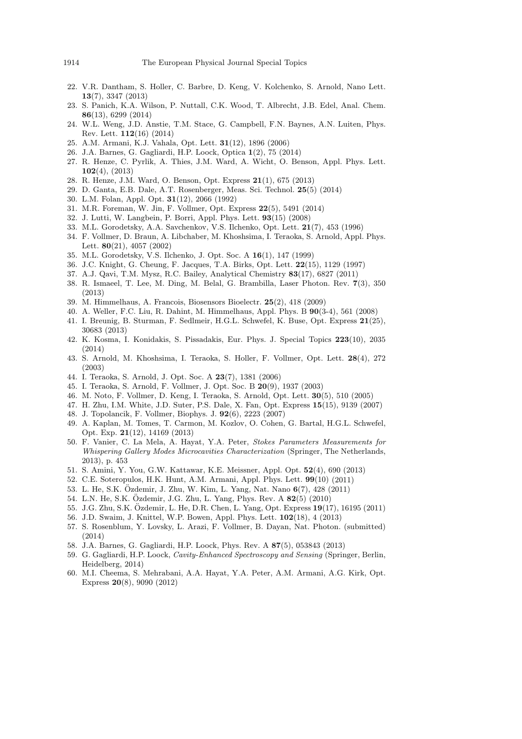22. V.R. Dantham, S. Holler, C. Barbre, D. Keng, V. Kolchenko, S. Arnold, Nano Lett. **13**(7), 3347 (2013)
23. S. Panich, K.A. Wilson, P. Nuttall, C.K. Wood, T. Albrecht, J.B. Edel, Anal. Chem. **86**(13), 6299 (2014)
24. W.L. Weng, J.D. Anstie, T.M. Stace, G. Campbell, F.N. Baynes, A.N. Luiten, Phys. Rev. Lett. **112**(16) (2014)
25. A.M. Armani, K.J. Vahala, Opt. Lett. **31**(12), 1896 (2006)
26. J.A. Barnes, G. Gagliardi, H.P. Loock, Optica **1**(2), 75 (2014)
27. R. Henze, C. Pyrlik, A. Thies, J.M. Ward, A. Wicht, O. Benson, Appl. Phys. Lett. **102**(4), (2013)
28. R. Henze, J.M. Ward, O. Benson, Opt. Express **21**(1), 675 (2013)
29. D. Ganta, E.B. Dale, A.T. Rosenberger, Meas. Sci. Technol. **25**(5) (2014)
30. L.M. Folan, Appl. Opt. **31**(12), 2066 (1992)
31. M.R. Foreman, W. Jin, F. Vollmer, Opt. Express **22**(5), 5491 (2014)
32. J. Lutti, W. Langbein, P. Borri, Appl. Phys. Lett. **93**(15) (2008)
33. M.L. Gorodetsky, A.A. Savchenkov, V.S. Ilchenko, Opt. Lett. **21**(7), 453 (1996)
34. F. Vollmer, D. Braun, A. Libchaber, M. Khoshsima, I. Teraoka, S. Arnold, Appl. Phys. Lett. **80**(21), 4057 (2002)
35. M.L. Gorodetsky, V.S. Ilchenko, J. Opt. Soc. A **16**(1), 147 (1999)
36. J.C. Knight, G. Cheung, F. Jacques, T.A. Birks, Opt. Lett. **22**(15), 1129 (1997)
37. A.J. Qavi, T.M. Mysz, R.C. Bailey, Analytical Chemistry **83**(17), 6827 (2011)
38. R. Ismaeel, T. Lee, M. Ding, M. Belal, G. Brambilla, Laser Photon. Rev. **7**(3), 350 (2013)
39. M. Himmelhaus, A. Francois, Biosensors Bioelectr. **25**(2), 418 (2009)
40. A. Weller, F.C. Liu, R. Dahint, M. Himmelhaus, Appl. Phys. B **90**(3-4), 561 (2008)
41. I. Breunig, B. Sturman, F. Sedlmeir, H.G.L. Schwefel, K. Buse, Opt. Express **21**(25), 30683 (2013)
42. K. Kosma, I. Konidakis, S. Pissadakis, Eur. Phys. J. Special Topics **223**(10), 2035 (2014)
43. S. Arnold, M. Khoshsima, I. Teraoka, S. Holler, F. Vollmer, Opt. Lett. **28**(4), 272 (2003)
44. I. Teraoka, S. Arnold, J. Opt. Soc. A **23**(7), 1381 (2006)
45. I. Teraoka, S. Arnold, F. Vollmer, J. Opt. Soc. B **20**(9), 1937 (2003)
46. M. Noto, F. Vollmer, D. Keng, I. Teraoka, S. Arnold, Opt. Lett. **30**(5), 510 (2005)
47. H. Zhu, I.M. White, J.D. Suter, P.S. Dale, X. Fan, Opt. Express **15**(15), 9139 (2007)
48. J. Topolancik, F. Vollmer, Biophys. J. **92**(6), 2223 (2007)
49. A. Kaplan, M. Tomes, T. Carmon, M. Kozlov, O. Cohen, G. Bartal, H.G.L. Schwefel, Opt. Exp. **21**(12), 14169 (2013)
50. F. Vanier, C. La Mela, A. Hayat, Y.A. Peter, *Stokes Parameters Measurements for Whispering Gallery Modes Microcavities Characterization* (Springer, The Netherlands, 2013), p. 453
51. S. Amini, Y. You, G.W. Kattawar, K.E. Meissner, Appl. Opt. **52**(4), 690 (2013)
52. C.E. Soteropulos, H.K. Hunt, A.M. Armani, Appl. Phys. Lett. **99**(10) (2011)
53. L. He, S.K. Özdemir, J. Zhu, W. Kim, L. Yang, Nat. Nano **6**(7), 428 (2011)
54. L.N. He, S.K. Özdemir, J.G. Zhu, L. Yang, Phys. Rev. A **82**(5) (2010)
55. J.G. Zhu, S.K. Özdemir, L. He, D.R. Chen, L. Yang, Opt. Express **19**(17), 16195 (2011)
56. J.D. Swaim, J. Knittel, W.P. Bowen, Appl. Phys. Lett. **102**(18), 4 (2013)
57. S. Rosenblum, Y. Lovsky, L. Arazi, F. Vollmer, B. Dayan, Nat. Photon. (submitted) (2014)
58. J.A. Barnes, G. Gagliardi, H.P. Loock, Phys. Rev. A **87**(5), 053843 (2013)
59. G. Gagliardi, H.P. Loock, *Cavity-Enhanced Spectroscopy and Sensing* (Springer, Berlin, Heidelberg, 2014)
60. M.I. Cheema, S. Mehrabani, A.A. Hayat, Y.A. Peter, A.M. Armani, A.G. Kirk, Opt. Express **20**(8), 9090 (2012)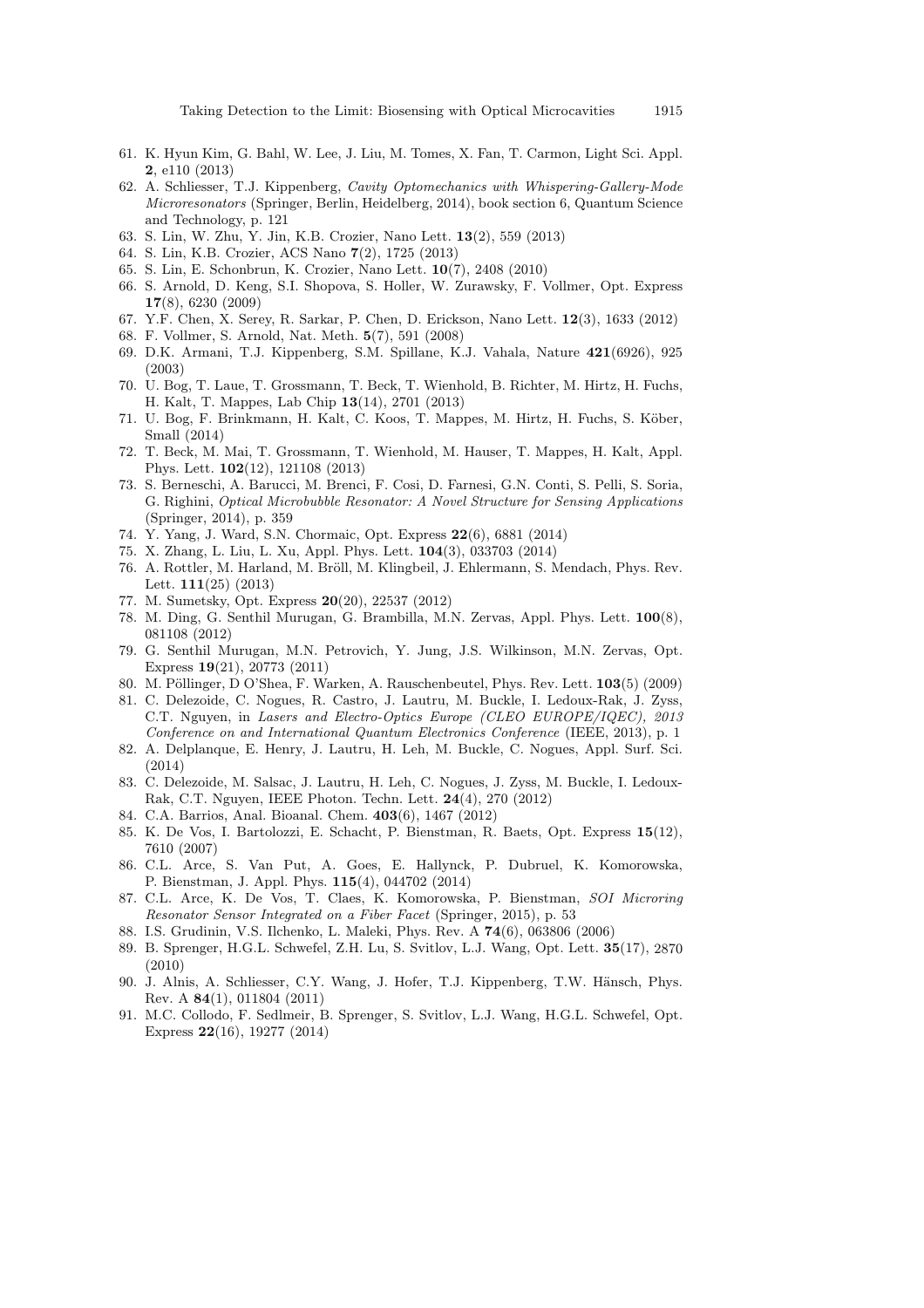61. K. Hyun Kim, G. Bahl, W. Lee, J. Liu, M. Tomes, X. Fan, T. Carmon, Light Sci. Appl. **2**, e110 (2013)
62. A. Schliesser, T.J. Kippenberg, *Cavity Optomechanics with Whispering-Gallery-Mode Microresonators* (Springer, Berlin, Heidelberg, 2014), book section 6, Quantum Science and Technology, p. 121
63. S. Lin, W. Zhu, Y. Jin, K.B. Crozier, Nano Lett. **13**(2), 559 (2013)
64. S. Lin, K.B. Crozier, ACS Nano **7**(2), 1725 (2013)
65. S. Lin, E. Schonbrun, K. Crozier, Nano Lett. **10**(7), 2408 (2010)
66. S. Arnold, D. Keng, S.I. Shopova, S. Holler, W. Zurawsky, F. Vollmer, Opt. Express **17**(8), 6230 (2009)
67. Y.F. Chen, X. Serey, R. Sarkar, P. Chen, D. Erickson, Nano Lett. **12**(3), 1633 (2012)
68. F. Vollmer, S. Arnold, Nat. Meth. **5**(7), 591 (2008)
69. D.K. Armani, T.J. Kippenberg, S.M. Spillane, K.J. Vahala, Nature **421**(6926), 925 (2003)
70. U. Bog, T. Laue, T. Grossmann, T. Beck, T. Wienhold, B. Richter, M. Hirtz, H. Fuchs, H. Kalt, T. Mappes, Lab Chip **13**(14), 2701 (2013)
71. U. Bog, F. Brinkmann, H. Kalt, C. Koos, T. Mappes, M. Hirtz, H. Fuchs, S. Köber, Small (2014)
72. T. Beck, M. Mai, T. Grossmann, T. Wienhold, M. Hauser, T. Mappes, H. Kalt, Appl. Phys. Lett. **102**(12), 121108 (2013)
73. S. Berneschi, A. Barucci, M. Brenci, F. Cosi, D. Farnesi, G.N. Conti, S. Pelli, S. Soria, G. Righini, *Optical Microbubble Resonator: A Novel Structure for Sensing Applications* (Springer, 2014), p. 359
74. Y. Yang, J. Ward, S.N. Chormaic, Opt. Express **22**(6), 6881 (2014)
75. X. Zhang, L. Liu, L. Xu, Appl. Phys. Lett. **104**(3), 033703 (2014)
76. A. Rottler, M. Harland, M. Bröll, M. Klingbeil, J. Ehlermann, S. Mendach, Phys. Rev. Lett. **111**(25) (2013)
77. M. Sumetsky, Opt. Express **20**(20), 22537 (2012)
78. M. Ding, G. Senthil Murugan, G. Brambilla, M.N. Zervas, Appl. Phys. Lett. **100**(8), 081108 (2012)
79. G. Senthil Murugan, M.N. Petrovich, Y. Jung, J.S. Wilkinson, M.N. Zervas, Opt. Express **19**(21), 20773 (2011)
80. M. Pöllinger, D O'Shea, F. Warken, A. Rauschenbeutel, Phys. Rev. Lett. **103**(5) (2009)
81. C. Delezoide, C. Nogues, R. Castro, J. Lautru, M. Buckle, I. Ledoux-Rak, J. Zyss, C.T. Nguyen, in *Lasers and Electro-Optics Europe (CLEO EUROPE/IQEC), 2013 Conference on and International Quantum Electronics Conference* (IEEE, 2013), p. 1
82. A. Delplanque, E. Henry, J. Lautru, H. Leh, M. Buckle, C. Nogues, Appl. Surf. Sci. (2014)
83. C. Delezoide, M. Salsac, J. Lautru, H. Leh, C. Nogues, J. Zyss, M. Buckle, I. Ledoux-Rak, C.T. Nguyen, IEEE Photon. Techn. Lett. **24**(4), 270 (2012)
84. C.A. Barrios, Anal. Bioanal. Chem. **403**(6), 1467 (2012)
85. K. De Vos, I. Bartolozzi, E. Schacht, P. Bienstman, R. Baets, Opt. Express **15**(12), 7610 (2007)
86. C.L. Arce, S. Van Put, A. Goes, E. Hallynck, P. Dubruel, K. Komorowska, P. Bienstman, J. Appl. Phys. **115**(4), 044702 (2014)
87. C.L. Arce, K. De Vos, T. Claes, K. Komorowska, P. Bienstman, *SOI Microring Resonator Sensor Integrated on a Fiber Facet* (Springer, 2015), p. 53
88. I.S. Grudinin, V.S. Ilchenko, L. Maleki, Phys. Rev. A **74**(6), 063806 (2006)
89. B. Sprenger, H.G.L. Schwefel, Z.H. Lu, S. Svitlov, L.J. Wang, Opt. Lett. **35**(17), 2870 (2010)
90. J. Alnis, A. Schliesser, C.Y. Wang, J. Hofer, T.J. Kippenberg, T.W. Hänsch, Phys. Rev. A **84**(1), 011804 (2011)
91. M.C. Collodo, F. Sedlmeir, B. Sprenger, S. Svitlov, L.J. Wang, H.G.L. Schwefel, Opt. Express **22**(16), 19277 (2014)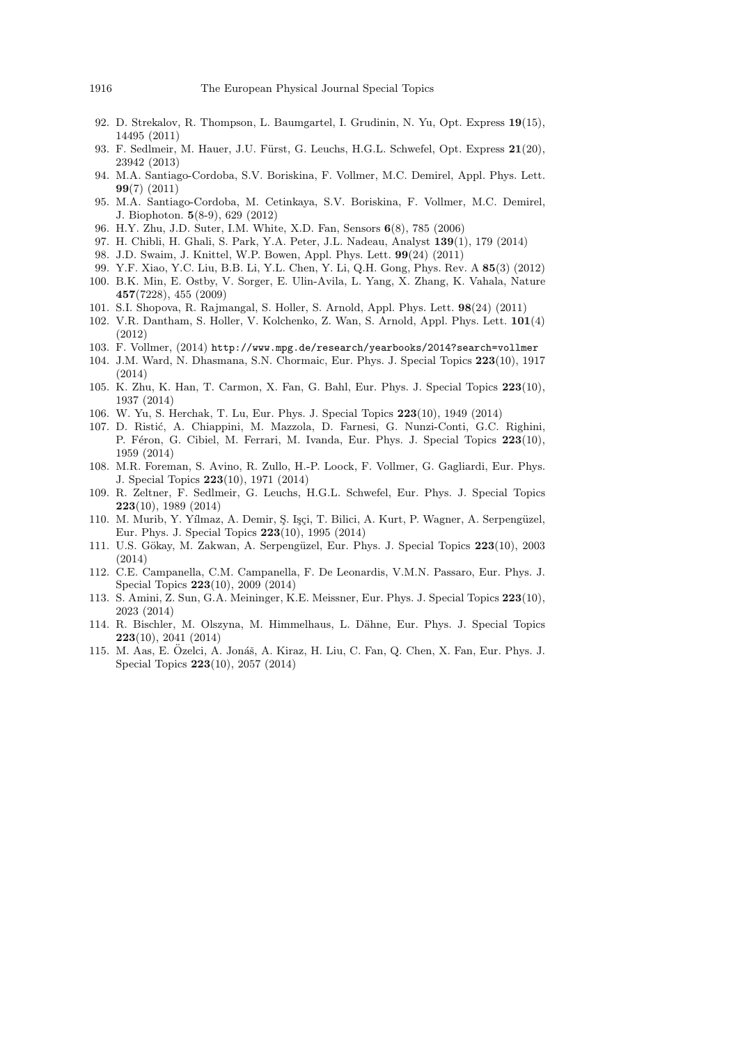92. D. Strekalov, R. Thompson, L. Baumgartel, I. Grudinin, N. Yu, Opt. Express **19**(15), 14495 (2011)
93. F. Sedlmeir, M. Hauer, J.U. Fürst, G. Leuchs, H.G.L. Schwefel, Opt. Express **21**(20), 23942 (2013)
94. M.A. Santiago-Cordoba, S.V. Boriskina, F. Vollmer, M.C. Demirel, Appl. Phys. Lett. **99**(7) (2011)
95. M.A. Santiago-Cordoba, M. Cetinkaya, S.V. Boriskina, F. Vollmer, M.C. Demirel, J. Biophoton. **5**(8-9), 629 (2012)
96. H.Y. Zhu, J.D. Suter, I.M. White, X.D. Fan, Sensors **6**(8), 785 (2006)
97. H. Chibli, H. Ghali, S. Park, Y.A. Peter, J.L. Nadeau, Analyst **139**(1), 179 (2014)
98. J.D. Swaim, J. Knittel, W.P. Bowen, Appl. Phys. Lett. **99**(24) (2011)
99. Y.F. Xiao, Y.C. Liu, B.B. Li, Y.L. Chen, Y. Li, Q.H. Gong, Phys. Rev. A **85**(3) (2012)
100. B.K. Min, E. Ostby, V. Sorger, E. Ulin-Avila, L. Yang, X. Zhang, K. Vahala, Nature **457**(7228), 455 (2009)
101. S.I. Shopova, R. Rajmangal, S. Holler, S. Arnold, Appl. Phys. Lett. **98**(24) (2011)
102. V.R. Dantham, S. Holler, V. Kolchenko, Z. Wan, S. Arnold, Appl. Phys. Lett. **101**(4) (2012)
103. F. Vollmer, (2014) `http://www.mpg.de/research/yearbooks/2014?search=vollmer`
104. J.M. Ward, N. Dhasmana, S.N. Chormaic, Eur. Phys. J. Special Topics **223**(10), 1917 (2014)
105. K. Zhu, K. Han, T. Carmon, X. Fan, G. Bahl, Eur. Phys. J. Special Topics **223**(10), 1937 (2014)
106. W. Yu, S. Herchak, T. Lu, Eur. Phys. J. Special Topics **223**(10), 1949 (2014)
107. D. Ristić, A. Chiappini, M. Mazzola, D. Farnesi, G. Nunzi-Conti, G.C. Righini, P. Féron, G. Cibiel, M. Ferrari, M. Ivanda, Eur. Phys. J. Special Topics **223**(10), 1959 (2014)
108. M.R. Foreman, S. Avino, R. Zullo, H.-P. Loock, F. Vollmer, G. Gagliardi, Eur. Phys. J. Special Topics **223**(10), 1971 (2014)
109. R. Zeltner, F. Sedlmeir, G. Leuchs, H.G.L. Schwefel, Eur. Phys. J. Special Topics **223**(10), 1989 (2014)
110. M. Murib, Y. Yílmaz, A. Demir, Ş. Işçi, T. Bilici, A. Kurt, P. Wagner, A. Serpengüzel, Eur. Phys. J. Special Topics **223**(10), 1995 (2014)
111. U.S. Gökay, M. Zakwan, A. Serpengüzel, Eur. Phys. J. Special Topics **223**(10), 2003 (2014)
112. C.E. Campanella, C.M. Campanella, F. De Leonardis, V.M.N. Passaro, Eur. Phys. J. Special Topics **223**(10), 2009 (2014)
113. S. Amini, Z. Sun, G.A. Meininger, K.E. Meissner, Eur. Phys. J. Special Topics **223**(10), 2023 (2014)
114. R. Bischler, M. Olszyna, M. Himmelhaus, L. Dähne, Eur. Phys. J. Special Topics **223**(10), 2041 (2014)
115. M. Aas, E. Özelci, A. Jonáš, A. Kiraz, H. Liu, C. Fan, Q. Chen, X. Fan, Eur. Phys. J. Special Topics **223**(10), 2057 (2014)